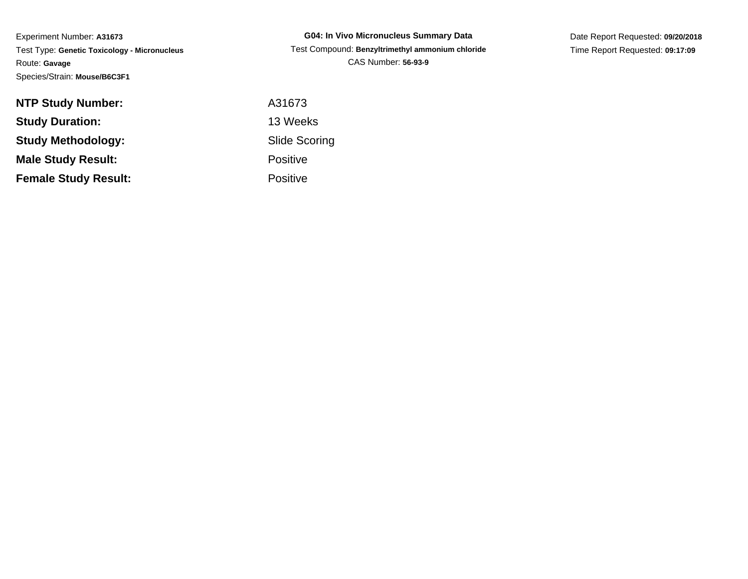Experiment Number: **A31673**
Test Type: **Genetic Toxicology - Micronucleus**
Route: **Gavage**
Species/Strain: **Mouse/B6C3F1**

**G04: In Vivo Micronucleus Summary Data**
Test Compound: **Benzyltrimethyl ammonium chloride**
CAS Number: **56-93-9**

Date Report Requested: **09/20/2018**
Time Report Requested: **09:17:09**

| | |
|---|---|
| **NTP Study Number:** | A31673 |
| **Study Duration:** | 13 Weeks |
| **Study Methodology:** | Slide Scoring |
| **Male Study Result:** | Positive |
| **Female Study Result:** | Positive |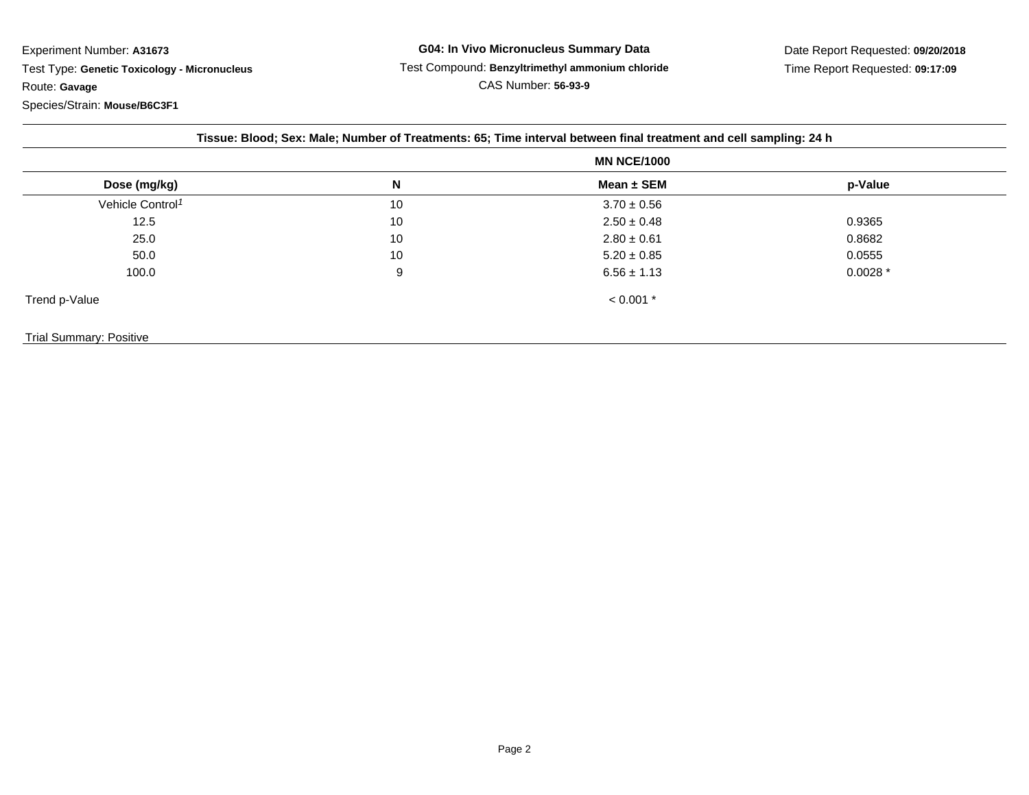Experiment Number: **A31673**

Test Type: **Genetic Toxicology - Micronucleus**

Route: **Gavage**

Species/Strain: **Mouse/B6C3F1**

**G04: In Vivo Micronucleus Summary Data**

Test Compound: **Benzyltrimethyl ammonium chloride**

CAS Number: **56-93-9**

Date Report Requested: **09/20/2018**

Time Report Requested: **09:17:09**

**Tissue: Blood; Sex: Male; Number of Treatments: 65; Time interval between final treatment and cell sampling: 24 h**

| | | MN NCE/1000 | |
|---|---|---|---|
| **Dose (mg/kg)** | **N** | **Mean ± SEM** | **p-Value** |
| Vehicle Control[1] | 10 | 3.70 ± 0.56 | |
| 12.5 | 10 | 2.50 ± 0.48 | 0.9365 |
| 25.0 | 10 | 2.80 ± 0.61 | 0.8682 |
| 50.0 | 10 | 5.20 ± 0.85 | 0.0555 |
| 100.0 | 9 | 6.56 ± 1.13 | 0.0028 * |
| Trend p-Value | | < 0.001 * | |

Trial Summary: Positive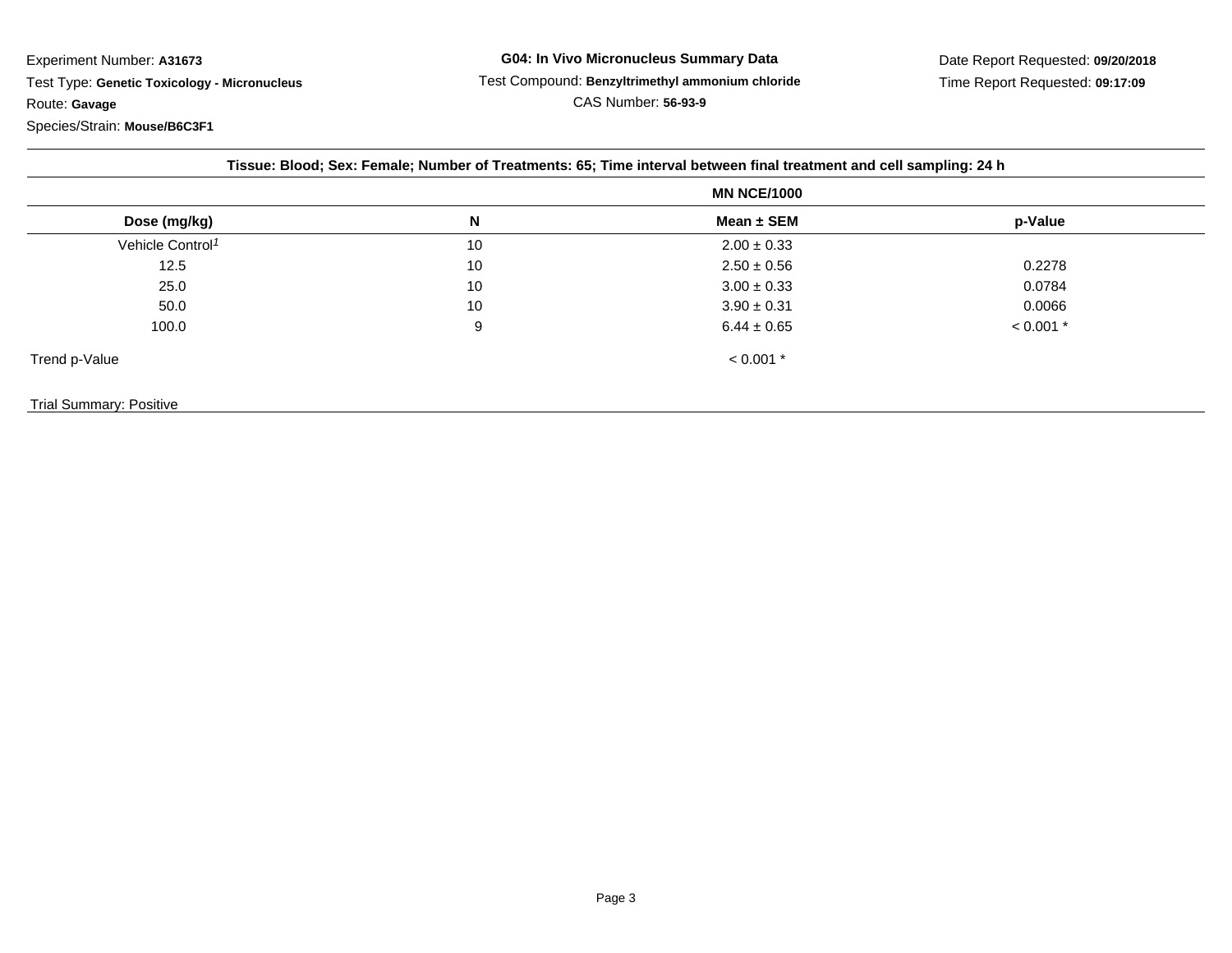Experiment Number: **A31673**

Test Type: **Genetic Toxicology - Micronucleus**

Route: **Gavage**

Species/Strain: **Mouse/B6C3F1**

**G04: In Vivo Micronucleus Summary Data**

Test Compound: **Benzyltrimethyl ammonium chloride**

CAS Number: **56-93-9**

Date Report Requested: **09/20/2018**

Time Report Requested: **09:17:09**

**Tissue: Blood; Sex: Female; Number of Treatments: 65; Time interval between final treatment and cell sampling: 24 h**

| | | MN NCE/1000 | |
|---|---|---|---|
| **Dose (mg/kg)** | **N** | **Mean ± SEM** | **p-Value** |
| Vehicle Control[1] | 10 | 2.00 ± 0.33 | |
| 12.5 | 10 | 2.50 ± 0.56 | 0.2278 |
| 25.0 | 10 | 3.00 ± 0.33 | 0.0784 |
| 50.0 | 10 | 3.90 ± 0.31 | 0.0066 |
| 100.0 | 9 | 6.44 ± 0.65 | < 0.001 * |
| Trend p-Value | | < 0.001 * | |

Trial Summary: Positive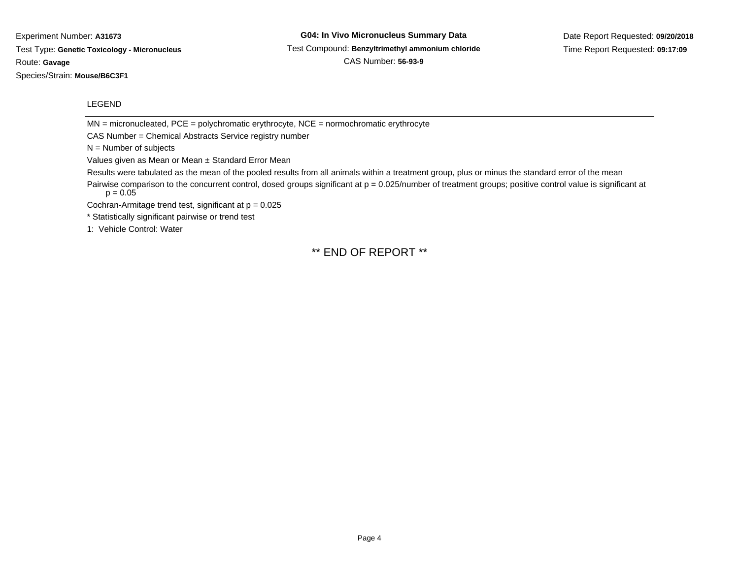Experiment Number: **A31673**

Test Type: **Genetic Toxicology - Micronucleus**

Route: **Gavage**

Species/Strain: **Mouse/B6C3F1**

**G04: In Vivo Micronucleus Summary Data**

Test Compound: **Benzyltrimethyl ammonium chloride**

CAS Number: **56-93-9**

Date Report Requested: **09/20/2018**

Time Report Requested: **09:17:09**

LEGEND

MN = micronucleated, PCE = polychromatic erythrocyte, NCE = normochromatic erythrocyte

CAS Number = Chemical Abstracts Service registry number

N = Number of subjects

Values given as Mean or Mean ± Standard Error Mean

Results were tabulated as the mean of the pooled results from all animals within a treatment group, plus or minus the standard error of the mean

Pairwise comparison to the concurrent control, dosed groups significant at p = 0.025/number of treatment groups; positive control value is significant at p = 0.05

Cochran-Armitage trend test, significant at p = 0.025

* Statistically significant pairwise or trend test

1: Vehicle Control: Water

** END OF REPORT **